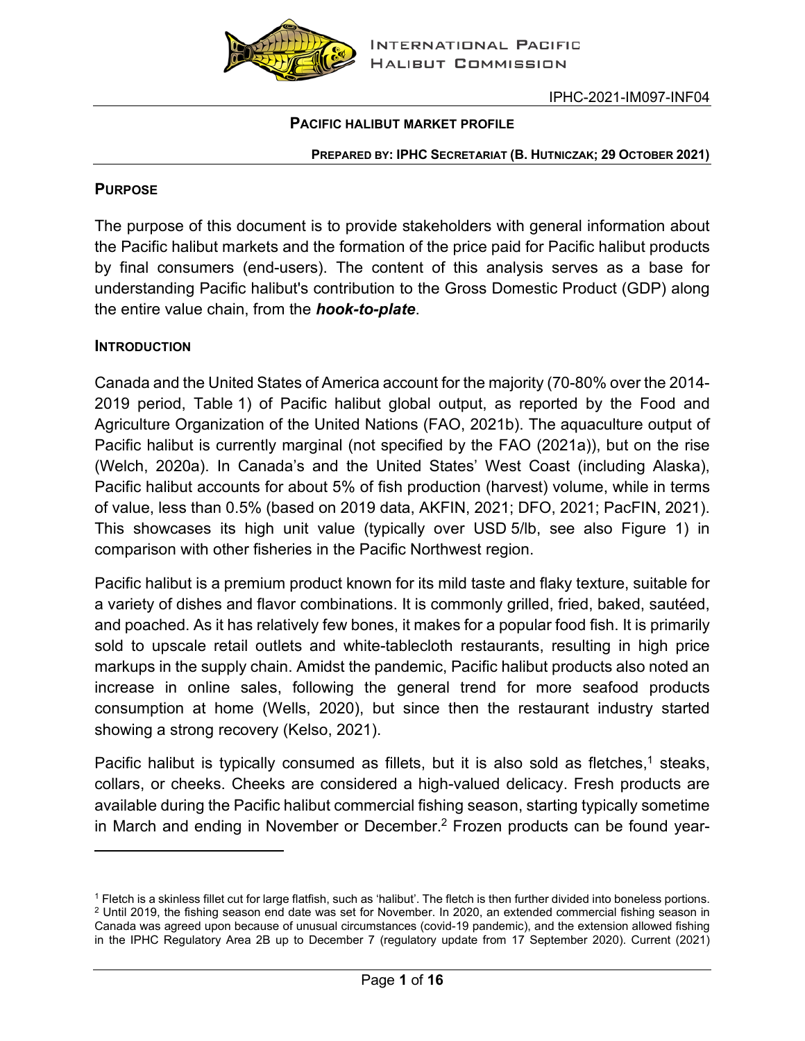IPHC-2021-IM097-INF04

**PACIFIC HALIBUT MARKET PROFILE**

**PREPARED BY: IPHC SECRETARIAT (B. HUTNICZAK; 29 OCTOBER 2021)**

## PURPOSE

The purpose of this document is to provide stakeholders with general information about the Pacific halibut markets and the formation of the price paid for Pacific halibut products by final consumers (end-users). The content of this analysis serves as a base for understanding Pacific halibut's contribution to the Gross Domestic Product (GDP) along the entire value chain, from the ***hook-to-plate***.

## INTRODUCTION

Canada and the United States of America account for the majority (70-80% over the 2014-2019 period, Table 1) of Pacific halibut global output, as reported by the Food and Agriculture Organization of the United Nations (FAO, 2021b). The aquaculture output of Pacific halibut is currently marginal (not specified by the FAO (2021a)), but on the rise (Welch, 2020a). In Canada's and the United States' West Coast (including Alaska), Pacific halibut accounts for about 5% of fish production (harvest) volume, while in terms of value, less than 0.5% (based on 2019 data, AKFIN, 2021; DFO, 2021; PacFIN, 2021). This showcases its high unit value (typically over USD 5/lb, see also Figure 1) in comparison with other fisheries in the Pacific Northwest region.

Pacific halibut is a premium product known for its mild taste and flaky texture, suitable for a variety of dishes and flavor combinations. It is commonly grilled, fried, baked, sautéed, and poached. As it has relatively few bones, it makes for a popular food fish. It is primarily sold to upscale retail outlets and white-tablecloth restaurants, resulting in high price markups in the supply chain. Amidst the pandemic, Pacific halibut products also noted an increase in online sales, following the general trend for more seafood products consumption at home (Wells, 2020), but since then the restaurant industry started showing a strong recovery (Kelso, 2021).

Pacific halibut is typically consumed as fillets, but it is also sold as fletches,[1] steaks, collars, or cheeks. Cheeks are considered a high-valued delicacy. Fresh products are available during the Pacific halibut commercial fishing season, starting typically sometime in March and ending in November or December.[2] Frozen products can be found year-

---

[1] Fletch is a skinless fillet cut for large flatfish, such as 'halibut'. The fletch is then further divided into boneless portions.

[2] Until 2019, the fishing season end date was set for November. In 2020, an extended commercial fishing season in Canada was agreed upon because of unusual circumstances (covid-19 pandemic), and the extension allowed fishing in the IPHC Regulatory Area 2B up to December 7 (regulatory update from 17 September 2020). Current (2021)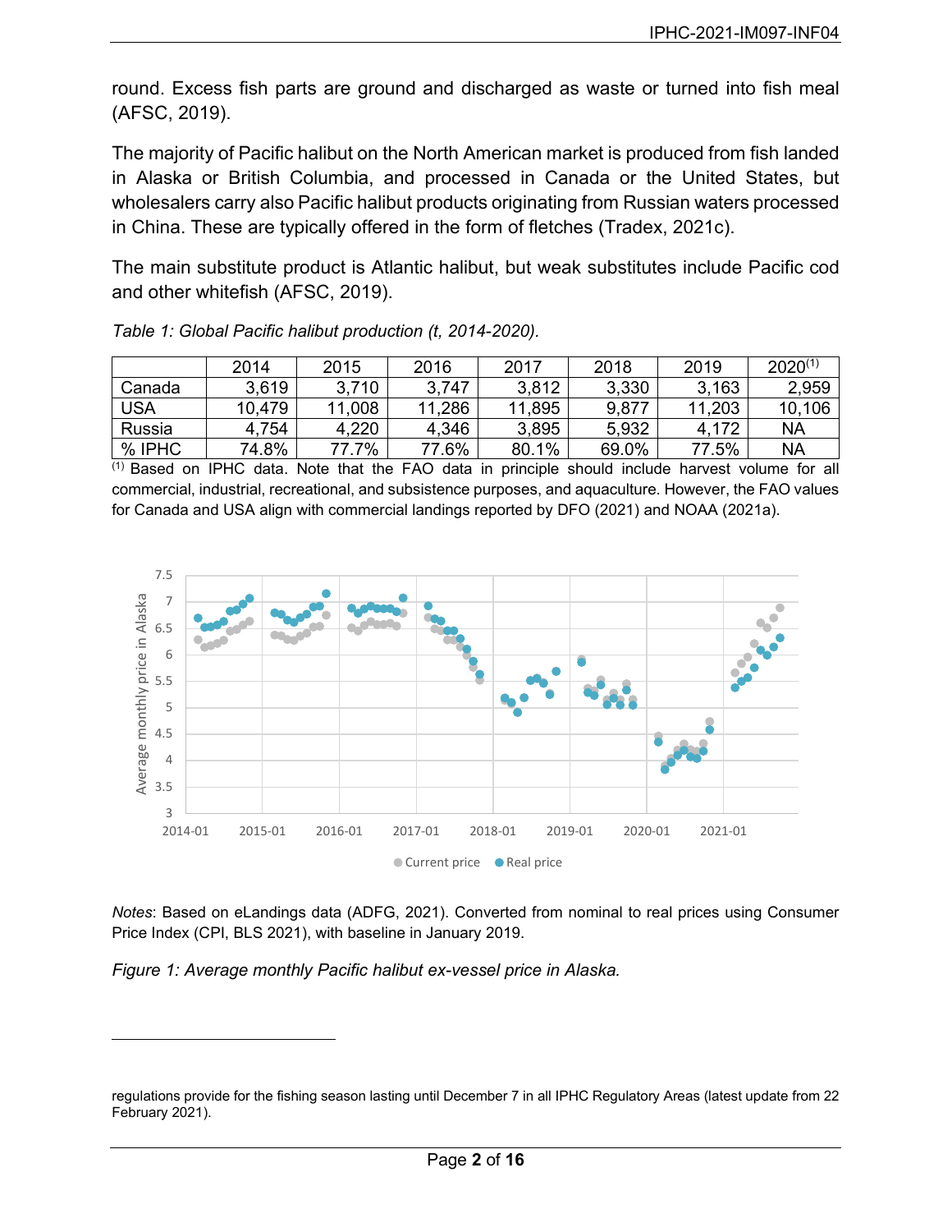round. Excess fish parts are ground and discharged as waste or turned into fish meal (AFSC, 2019).

The majority of Pacific halibut on the North American market is produced from fish landed in Alaska or British Columbia, and processed in Canada or the United States, but wholesalers carry also Pacific halibut products originating from Russian waters processed in China. These are typically offered in the form of fletches (Tradex, 2021c).

The main substitute product is Atlantic halibut, but weak substitutes include Pacific cod and other whitefish (AFSC, 2019).

*Table 1: Global Pacific halibut production (t, 2014-2020).*

| | 2014 | 2015 | 2016 | 2017 | 2018 | 2019 | 2020[1] |
|---|---|---|---|---|---|---|---|
| Canada | 3,619 | 3,710 | 3,747 | 3,812 | 3,330 | 3,163 | 2,959 |
| USA | 10,479 | 11,008 | 11,286 | 11,895 | 9,877 | 11,203 | 10,106 |
| Russia | 4,754 | 4,220 | 4,346 | 3,895 | 5,932 | 4,172 | NA |
| % IPHC | 74.8% | 77.7% | 77.6% | 80.1% | 69.0% | 77.5% | NA |

[1] Based on IPHC data. Note that the FAO data in principle should include harvest volume for all commercial, industrial, recreational, and subsistence purposes, and aquaculture. However, the FAO values for Canada and USA align with commercial landings reported by DFO (2021) and NOAA (2021a).

*Notes*: Based on eLandings data (ADFG, 2021). Converted from nominal to real prices using Consumer Price Index (CPI, BLS 2021), with baseline in January 2019.

*Figure 1: Average monthly Pacific halibut ex-vessel price in Alaska.*

regulations provide for the fishing season lasting until December 7 in all IPHC Regulatory Areas (latest update from 22 February 2021).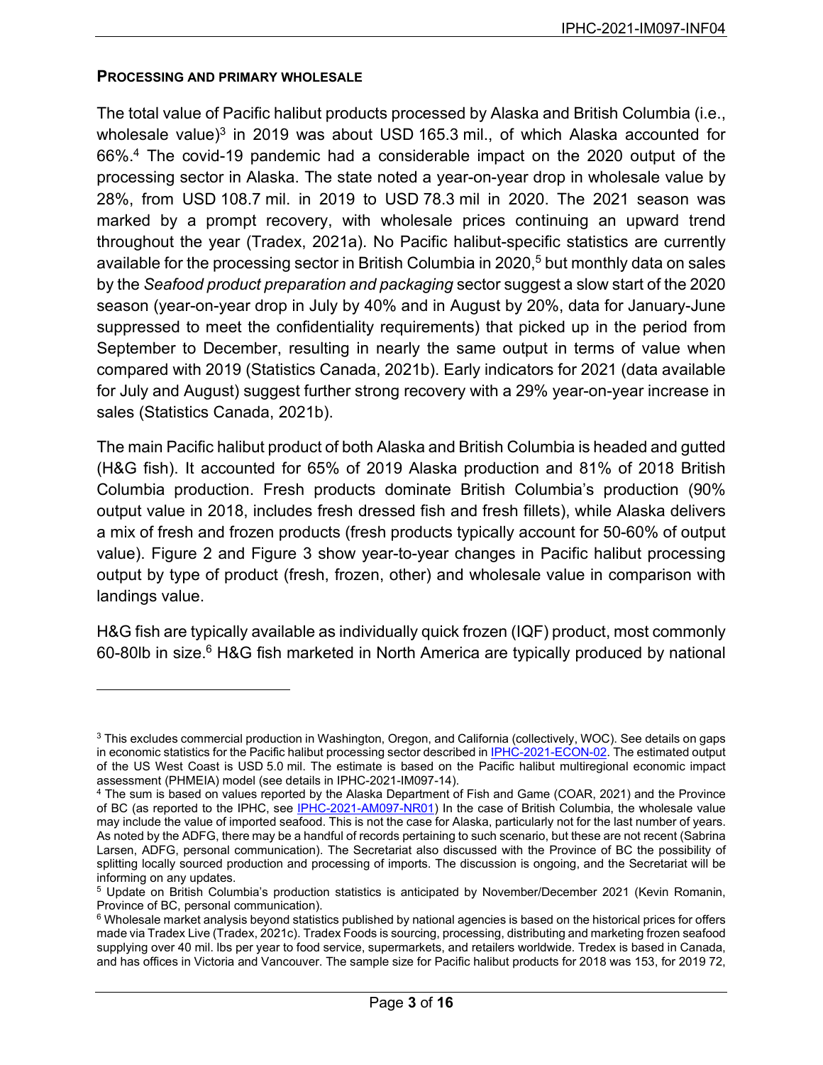**PROCESSING AND PRIMARY WHOLESALE**

The total value of Pacific halibut products processed by Alaska and British Columbia (i.e., wholesale value)[3] in 2019 was about USD 165.3 mil., of which Alaska accounted for 66%.[4] The covid-19 pandemic had a considerable impact on the 2020 output of the processing sector in Alaska. The state noted a year-on-year drop in wholesale value by 28%, from USD 108.7 mil. in 2019 to USD 78.3 mil in 2020. The 2021 season was marked by a prompt recovery, with wholesale prices continuing an upward trend throughout the year (Tradex, 2021a). No Pacific halibut-specific statistics are currently available for the processing sector in British Columbia in 2020,[5] but monthly data on sales by the *Seafood product preparation and packaging* sector suggest a slow start of the 2020 season (year-on-year drop in July by 40% and in August by 20%, data for January-June suppressed to meet the confidentiality requirements) that picked up in the period from September to December, resulting in nearly the same output in terms of value when compared with 2019 (Statistics Canada, 2021b). Early indicators for 2021 (data available for July and August) suggest further strong recovery with a 29% year-on-year increase in sales (Statistics Canada, 2021b).

The main Pacific halibut product of both Alaska and British Columbia is headed and gutted (H&G fish). It accounted for 65% of 2019 Alaska production and 81% of 2018 British Columbia production. Fresh products dominate British Columbia's production (90% output value in 2018, includes fresh dressed fish and fresh fillets), while Alaska delivers a mix of fresh and frozen products (fresh products typically account for 50-60% of output value). Figure 2 and Figure 3 show year-to-year changes in Pacific halibut processing output by type of product (fresh, frozen, other) and wholesale value in comparison with landings value.

H&G fish are typically available as individually quick frozen (IQF) product, most commonly 60-80lb in size.[6] H&G fish marketed in North America are typically produced by national

---

[3] This excludes commercial production in Washington, Oregon, and California (collectively, WOC). See details on gaps in economic statistics for the Pacific halibut processing sector described in IPHC-2021-ECON-02. The estimated output of the US West Coast is USD 5.0 mil. The estimate is based on the Pacific halibut multiregional economic impact assessment (PHMEIA) model (see details in IPHC-2021-IM097-14).

[4] The sum is based on values reported by the Alaska Department of Fish and Game (COAR, 2021) and the Province of BC (as reported to the IPHC, see IPHC-2021-AM097-NR01) In the case of British Columbia, the wholesale value may include the value of imported seafood. This is not the case for Alaska, particularly not for the last number of years. As noted by the ADFG, there may be a handful of records pertaining to such scenario, but these are not recent (Sabrina Larsen, ADFG, personal communication). The Secretariat also discussed with the Province of BC the possibility of splitting locally sourced production and processing of imports. The discussion is ongoing, and the Secretariat will be informing on any updates.

[5] Update on British Columbia's production statistics is anticipated by November/December 2021 (Kevin Romanin, Province of BC, personal communication).

[6] Wholesale market analysis beyond statistics published by national agencies is based on the historical prices for offers made via Tradex Live (Tradex, 2021c). Tradex Foods is sourcing, processing, distributing and marketing frozen seafood supplying over 40 mil. lbs per year to food service, supermarkets, and retailers worldwide. Tredex is based in Canada, and has offices in Victoria and Vancouver. The sample size for Pacific halibut products for 2018 was 153, for 2019 72,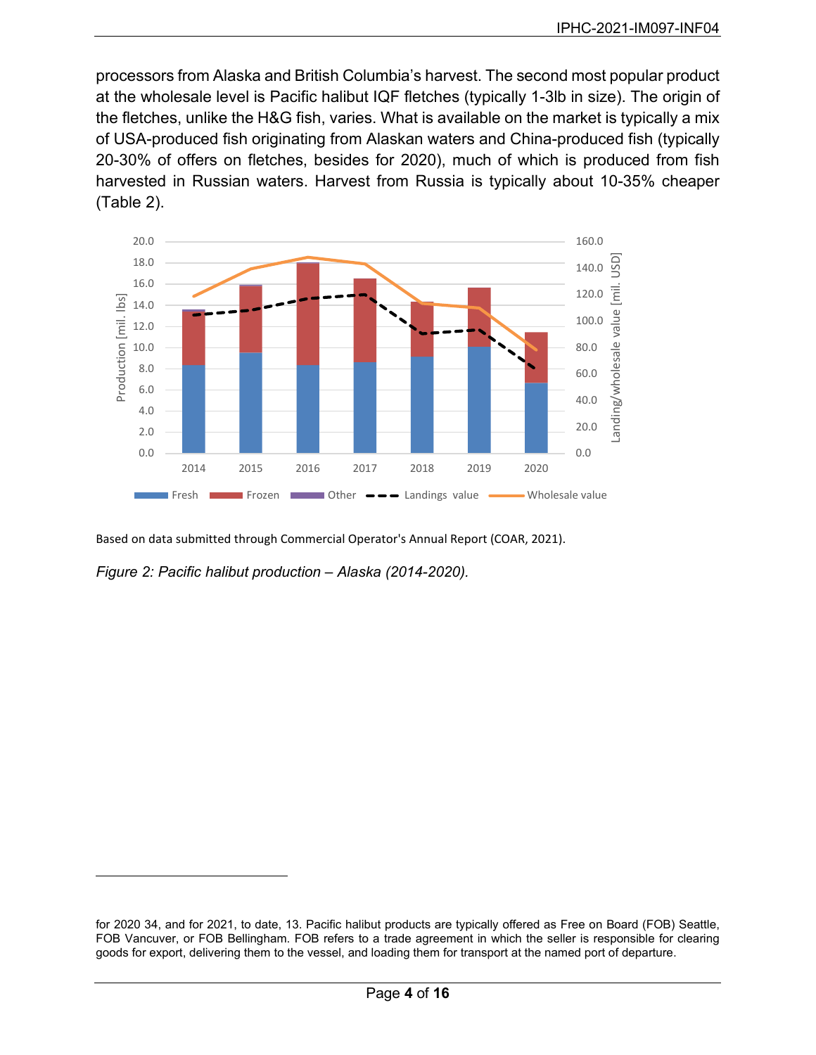processors from Alaska and British Columbia's harvest. The second most popular product at the wholesale level is Pacific halibut IQF fletches (typically 1-3lb in size). The origin of the fletches, unlike the H&G fish, varies. What is available on the market is typically a mix of USA-produced fish originating from Alaskan waters and China-produced fish (typically 20-30% of offers on fletches, besides for 2020), much of which is produced from fish harvested in Russian waters. Harvest from Russia is typically about 10-35% cheaper (Table 2).

Based on data submitted through Commercial Operator's Annual Report (COAR, 2021).

*Figure 2: Pacific halibut production – Alaska (2014-2020).*

---

for 2020 34, and for 2021, to date, 13. Pacific halibut products are typically offered as Free on Board (FOB) Seattle, FOB Vancouver, or FOB Bellingham. FOB refers to a trade agreement in which the seller is responsible for clearing goods for export, delivering them to the vessel, and loading them for transport at the named port of departure.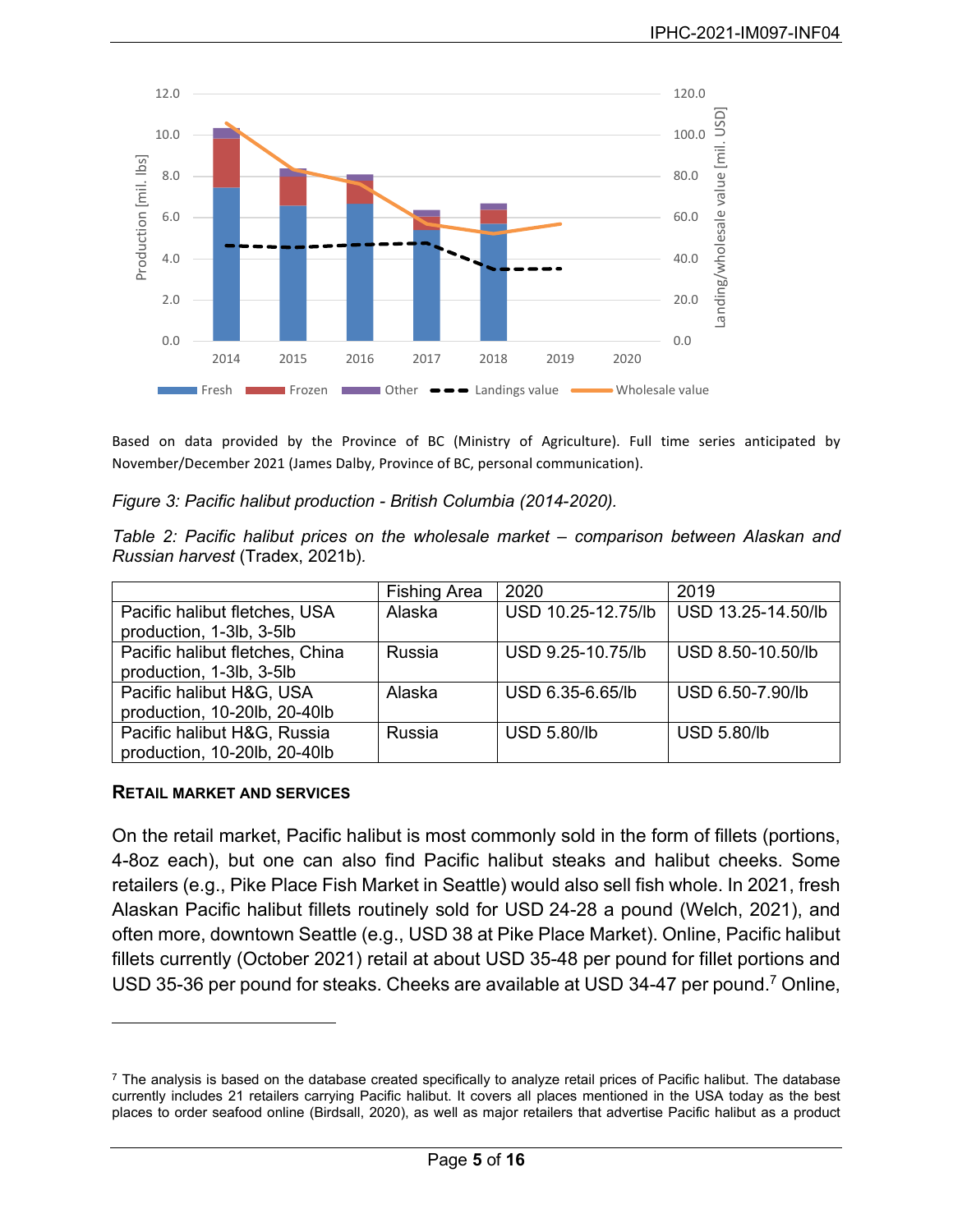Based on data provided by the Province of BC (Ministry of Agriculture). Full time series anticipated by November/December 2021 (James Dalby, Province of BC, personal communication).

*Figure 3: Pacific halibut production - British Columbia (2014-2020).*

*Table 2: Pacific halibut prices on the wholesale market – comparison between Alaskan and Russian harvest* (Tradex, 2021b).

| | Fishing Area | 2020 | 2019 |
|---|---|---|---|
| Pacific halibut fletches, USA production, 1-3lb, 3-5lb | Alaska | USD 10.25-12.75/lb | USD 13.25-14.50/lb |
| Pacific halibut fletches, China production, 1-3lb, 3-5lb | Russia | USD 9.25-10.75/lb | USD 8.50-10.50/lb |
| Pacific halibut H&G, USA production, 10-20lb, 20-40lb | Alaska | USD 6.35-6.65/lb | USD 6.50-7.90/lb |
| Pacific halibut H&G, Russia production, 10-20lb, 20-40lb | Russia | USD 5.80/lb | USD 5.80/lb |

### Retail market and services

On the retail market, Pacific halibut is most commonly sold in the form of fillets (portions, 4-8oz each), but one can also find Pacific halibut steaks and halibut cheeks. Some retailers (e.g., Pike Place Fish Market in Seattle) would also sell fish whole. In 2021, fresh Alaskan Pacific halibut fillets routinely sold for USD 24-28 a pound (Welch, 2021), and often more, downtown Seattle (e.g., USD 38 at Pike Place Market). Online, Pacific halibut fillets currently (October 2021) retail at about USD 35-48 per pound for fillet portions and USD 35-36 per pound for steaks. Cheeks are available at USD 34-47 per pound.[7] Online,

[7] The analysis is based on the database created specifically to analyze retail prices of Pacific halibut. The database currently includes 21 retailers carrying Pacific halibut. It covers all places mentioned in the USA today as the best places to order seafood online (Birdsall, 2020), as well as major retailers that advertise Pacific halibut as a product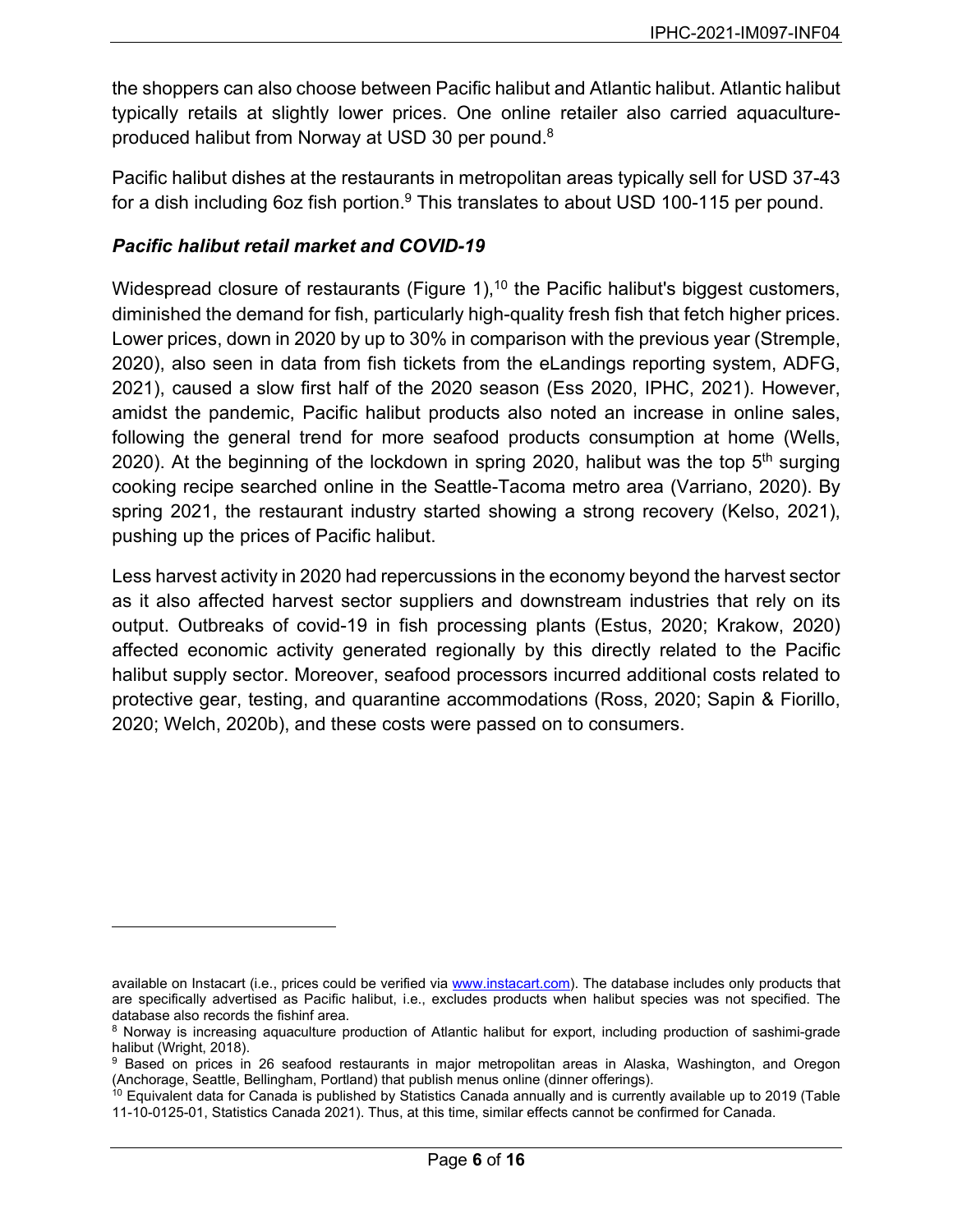the shoppers can also choose between Pacific halibut and Atlantic halibut. Atlantic halibut typically retails at slightly lower prices. One online retailer also carried aquaculture-produced halibut from Norway at USD 30 per pound.[8]

Pacific halibut dishes at the restaurants in metropolitan areas typically sell for USD 37-43 for a dish including 6oz fish portion.[9] This translates to about USD 100-115 per pound.

### *Pacific halibut retail market and COVID-19*

Widespread closure of restaurants (Figure 1),[10] the Pacific halibut's biggest customers, diminished the demand for fish, particularly high-quality fresh fish that fetch higher prices. Lower prices, down in 2020 by up to 30% in comparison with the previous year (Stremple, 2020), also seen in data from fish tickets from the eLandings reporting system, ADFG, 2021), caused a slow first half of the 2020 season (Ess 2020, IPHC, 2021). However, amidst the pandemic, Pacific halibut products also noted an increase in online sales, following the general trend for more seafood products consumption at home (Wells, 2020). At the beginning of the lockdown in spring 2020, halibut was the top 5th surging cooking recipe searched online in the Seattle-Tacoma metro area (Varriano, 2020). By spring 2021, the restaurant industry started showing a strong recovery (Kelso, 2021), pushing up the prices of Pacific halibut.

Less harvest activity in 2020 had repercussions in the economy beyond the harvest sector as it also affected harvest sector suppliers and downstream industries that rely on its output. Outbreaks of covid-19 in fish processing plants (Estus, 2020; Krakow, 2020) affected economic activity generated regionally by this directly related to the Pacific halibut supply sector. Moreover, seafood processors incurred additional costs related to protective gear, testing, and quarantine accommodations (Ross, 2020; Sapin & Fiorillo, 2020; Welch, 2020b), and these costs were passed on to consumers.

---

available on Instacart (i.e., prices could be verified via www.instacart.com). The database includes only products that are specifically advertised as Pacific halibut, i.e., excludes products when halibut species was not specified. The database also records the fishinf area.

[8] Norway is increasing aquaculture production of Atlantic halibut for export, including production of sashimi-grade halibut (Wright, 2018).

[9] Based on prices in 26 seafood restaurants in major metropolitan areas in Alaska, Washington, and Oregon (Anchorage, Seattle, Bellingham, Portland) that publish menus online (dinner offerings).

[10] Equivalent data for Canada is published by Statistics Canada annually and is currently available up to 2019 (Table 11-10-0125-01, Statistics Canada 2021). Thus, at this time, similar effects cannot be confirmed for Canada.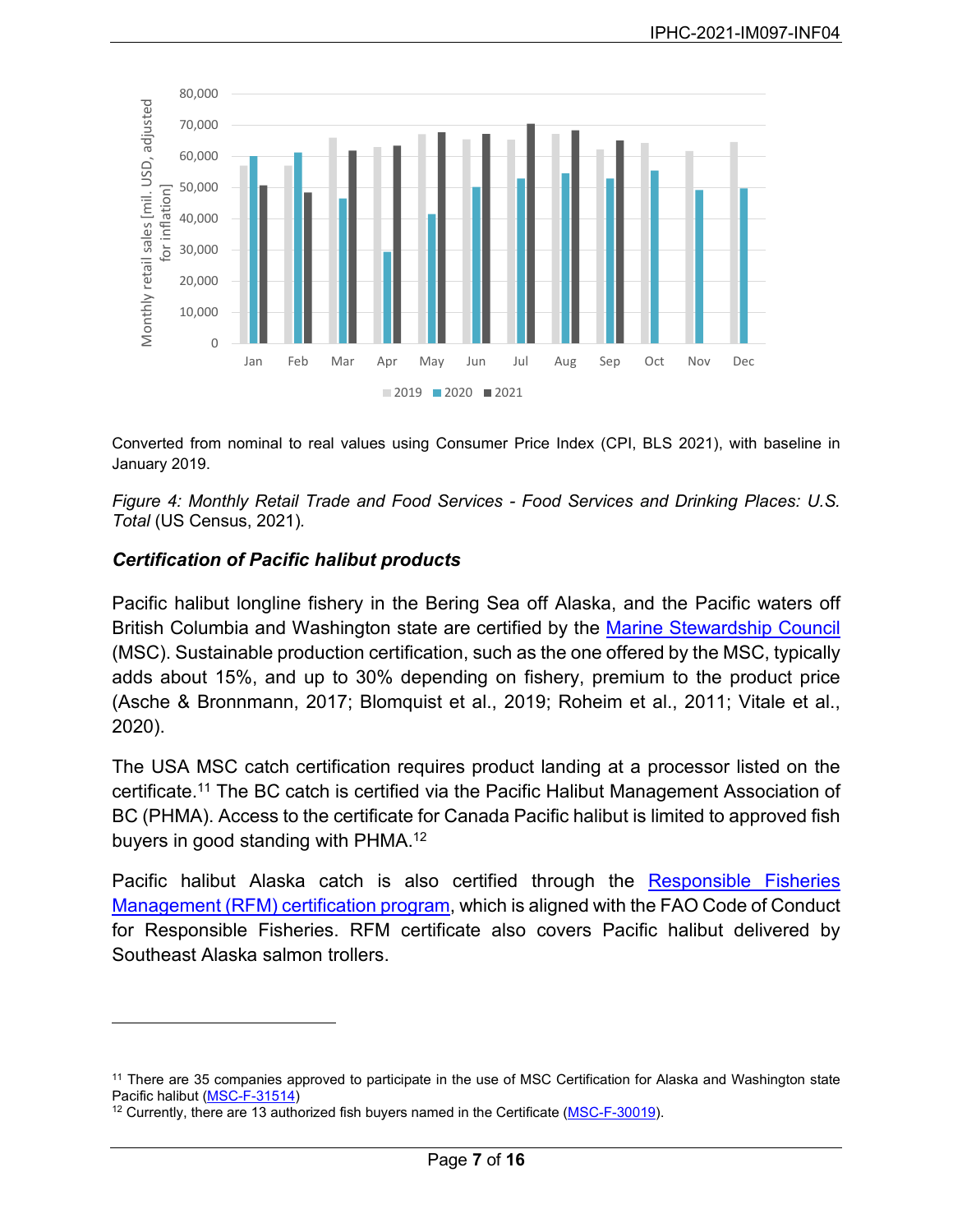Converted from nominal to real values using Consumer Price Index (CPI, BLS 2021), with baseline in January 2019.

*Figure 4: Monthly Retail Trade and Food Services - Food Services and Drinking Places: U.S. Total* (US Census, 2021).

### *Certification of Pacific halibut products*

Pacific halibut longline fishery in the Bering Sea off Alaska, and the Pacific waters off British Columbia and Washington state are certified by the Marine Stewardship Council (MSC). Sustainable production certification, such as the one offered by the MSC, typically adds about 15%, and up to 30% depending on fishery, premium to the product price (Asche & Bronnmann, 2017; Blomquist et al., 2019; Roheim et al., 2011; Vitale et al., 2020).

The USA MSC catch certification requires product landing at a processor listed on the certificate.[11] The BC catch is certified via the Pacific Halibut Management Association of BC (PHMA). Access to the certificate for Canada Pacific halibut is limited to approved fish buyers in good standing with PHMA.[12]

Pacific halibut Alaska catch is also certified through the Responsible Fisheries Management (RFM) certification program, which is aligned with the FAO Code of Conduct for Responsible Fisheries. RFM certificate also covers Pacific halibut delivered by Southeast Alaska salmon trollers.

---

[11] There are 35 companies approved to participate in the use of MSC Certification for Alaska and Washington state Pacific halibut (MSC-F-31514)

[12] Currently, there are 13 authorized fish buyers named in the Certificate (MSC-F-30019).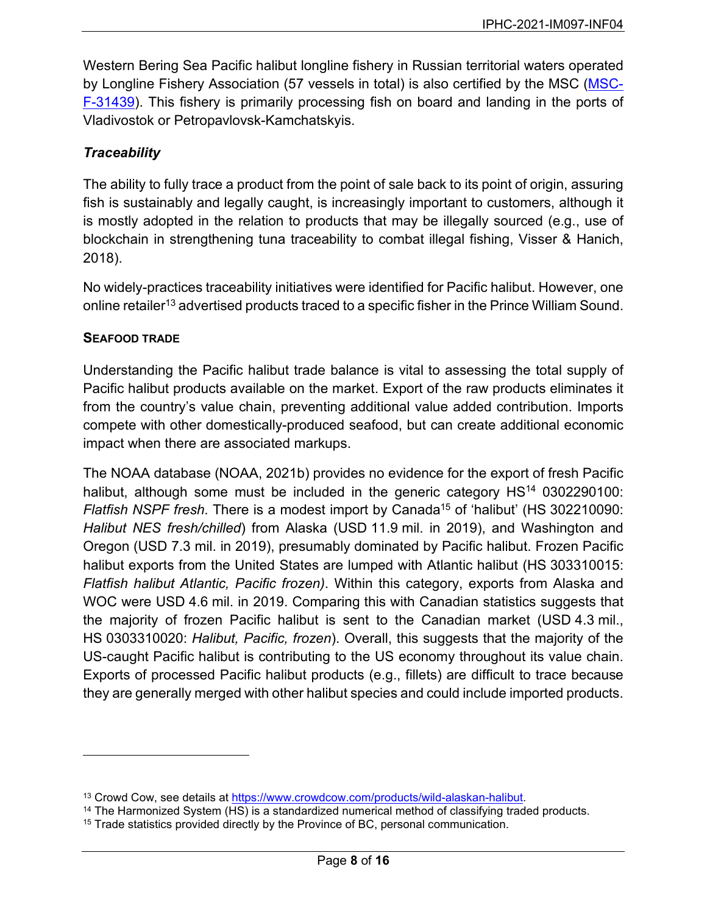Western Bering Sea Pacific halibut longline fishery in Russian territorial waters operated by Longline Fishery Association (57 vessels in total) is also certified by the MSC (MSC-F-31439). This fishery is primarily processing fish on board and landing in the ports of Vladivostok or Petropavlovsk-Kamchatskyis.

### *Traceability*

The ability to fully trace a product from the point of sale back to its point of origin, assuring fish is sustainably and legally caught, is increasingly important to customers, although it is mostly adopted in the relation to products that may be illegally sourced (e.g., use of blockchain in strengthening tuna traceability to combat illegal fishing, Visser & Hanich, 2018).

No widely-practices traceability initiatives were identified for Pacific halibut. However, one online retailer[13] advertised products traced to a specific fisher in the Prince William Sound.

## SEAFOOD TRADE

Understanding the Pacific halibut trade balance is vital to assessing the total supply of Pacific halibut products available on the market. Export of the raw products eliminates it from the country's value chain, preventing additional value added contribution. Imports compete with other domestically-produced seafood, but can create additional economic impact when there are associated markups.

The NOAA database (NOAA, 2021b) provides no evidence for the export of fresh Pacific halibut, although some must be included in the generic category HS[14] 0302290100: *Flatfish NSPF fresh*. There is a modest import by Canada[15] of 'halibut' (HS 302210090: *Halibut NES fresh/chilled*) from Alaska (USD 11.9 mil. in 2019), and Washington and Oregon (USD 7.3 mil. in 2019), presumably dominated by Pacific halibut. Frozen Pacific halibut exports from the United States are lumped with Atlantic halibut (HS 303310015: *Flatfish halibut Atlantic, Pacific frozen)*. Within this category, exports from Alaska and WOC were USD 4.6 mil. in 2019. Comparing this with Canadian statistics suggests that the majority of frozen Pacific halibut is sent to the Canadian market (USD 4.3 mil., HS 0303310020: *Halibut, Pacific, frozen*). Overall, this suggests that the majority of the US-caught Pacific halibut is contributing to the US economy throughout its value chain. Exports of processed Pacific halibut products (e.g., fillets) are difficult to trace because they are generally merged with other halibut species and could include imported products.

---

[13] Crowd Cow, see details at https://www.crowdcow.com/products/wild-alaskan-halibut.

[14] The Harmonized System (HS) is a standardized numerical method of classifying traded products.

[15] Trade statistics provided directly by the Province of BC, personal communication.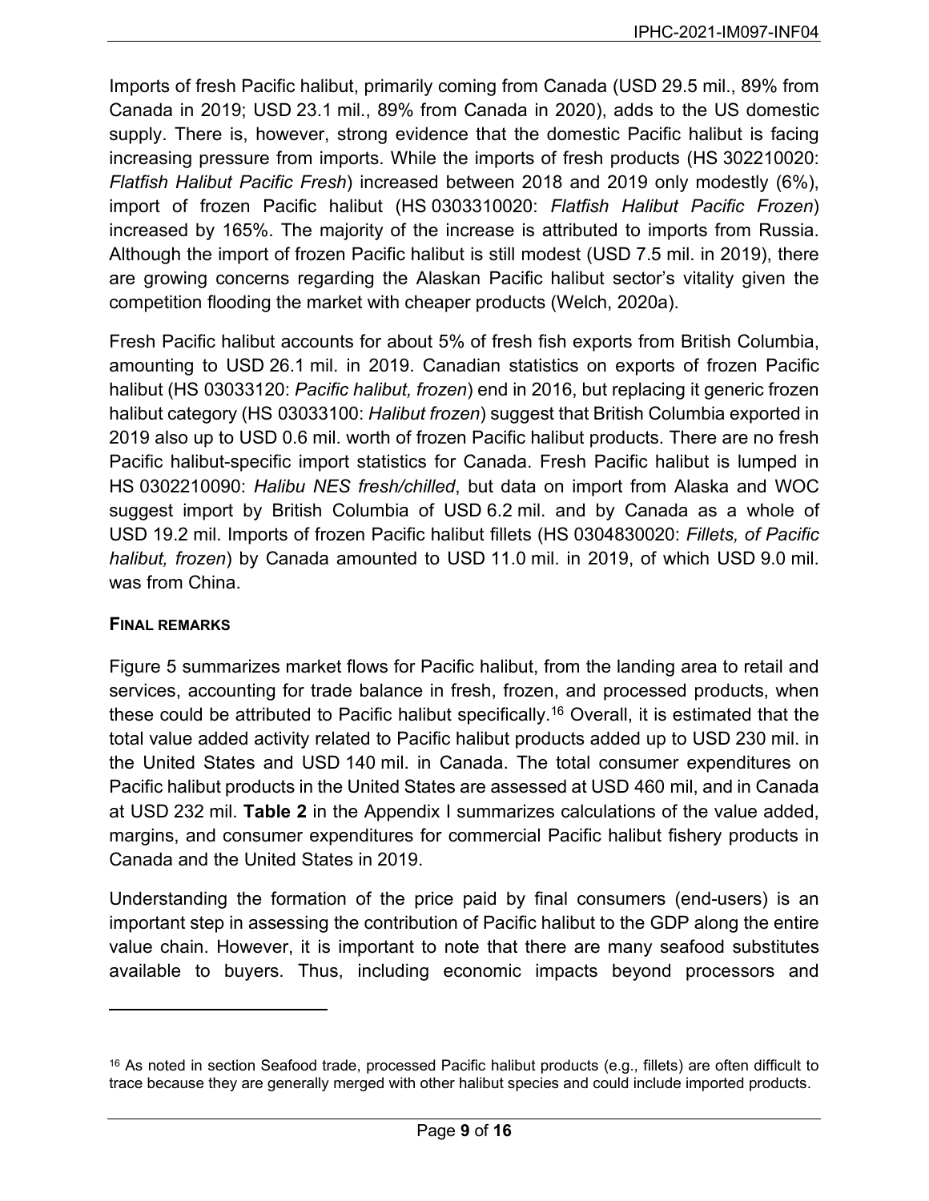Imports of fresh Pacific halibut, primarily coming from Canada (USD 29.5 mil., 89% from Canada in 2019; USD 23.1 mil., 89% from Canada in 2020), adds to the US domestic supply. There is, however, strong evidence that the domestic Pacific halibut is facing increasing pressure from imports. While the imports of fresh products (HS 302210020: *Flatfish Halibut Pacific Fresh*) increased between 2018 and 2019 only modestly (6%), import of frozen Pacific halibut (HS 0303310020: *Flatfish Halibut Pacific Frozen*) increased by 165%. The majority of the increase is attributed to imports from Russia. Although the import of frozen Pacific halibut is still modest (USD 7.5 mil. in 2019), there are growing concerns regarding the Alaskan Pacific halibut sector's vitality given the competition flooding the market with cheaper products (Welch, 2020a).

Fresh Pacific halibut accounts for about 5% of fresh fish exports from British Columbia, amounting to USD 26.1 mil. in 2019. Canadian statistics on exports of frozen Pacific halibut (HS 03033120: *Pacific halibut, frozen*) end in 2016, but replacing it generic frozen halibut category (HS 03033100: *Halibut frozen*) suggest that British Columbia exported in 2019 also up to USD 0.6 mil. worth of frozen Pacific halibut products. There are no fresh Pacific halibut-specific import statistics for Canada. Fresh Pacific halibut is lumped in HS 0302210090: *Halibu NES fresh/chilled*, but data on import from Alaska and WOC suggest import by British Columbia of USD 6.2 mil. and by Canada as a whole of USD 19.2 mil. Imports of frozen Pacific halibut fillets (HS 0304830020: *Fillets, of Pacific halibut, frozen*) by Canada amounted to USD 11.0 mil. in 2019, of which USD 9.0 mil. was from China.

## FINAL REMARKS

Figure 5 summarizes market flows for Pacific halibut, from the landing area to retail and services, accounting for trade balance in fresh, frozen, and processed products, when these could be attributed to Pacific halibut specifically.[16] Overall, it is estimated that the total value added activity related to Pacific halibut products added up to USD 230 mil. in the United States and USD 140 mil. in Canada. The total consumer expenditures on Pacific halibut products in the United States are assessed at USD 460 mil, and in Canada at USD 232 mil. **Table 2** in the Appendix I summarizes calculations of the value added, margins, and consumer expenditures for commercial Pacific halibut fishery products in Canada and the United States in 2019.

Understanding the formation of the price paid by final consumers (end-users) is an important step in assessing the contribution of Pacific halibut to the GDP along the entire value chain. However, it is important to note that there are many seafood substitutes available to buyers. Thus, including economic impacts beyond processors and

---

[16] As noted in section Seafood trade, processed Pacific halibut products (e.g., fillets) are often difficult to trace because they are generally merged with other halibut species and could include imported products.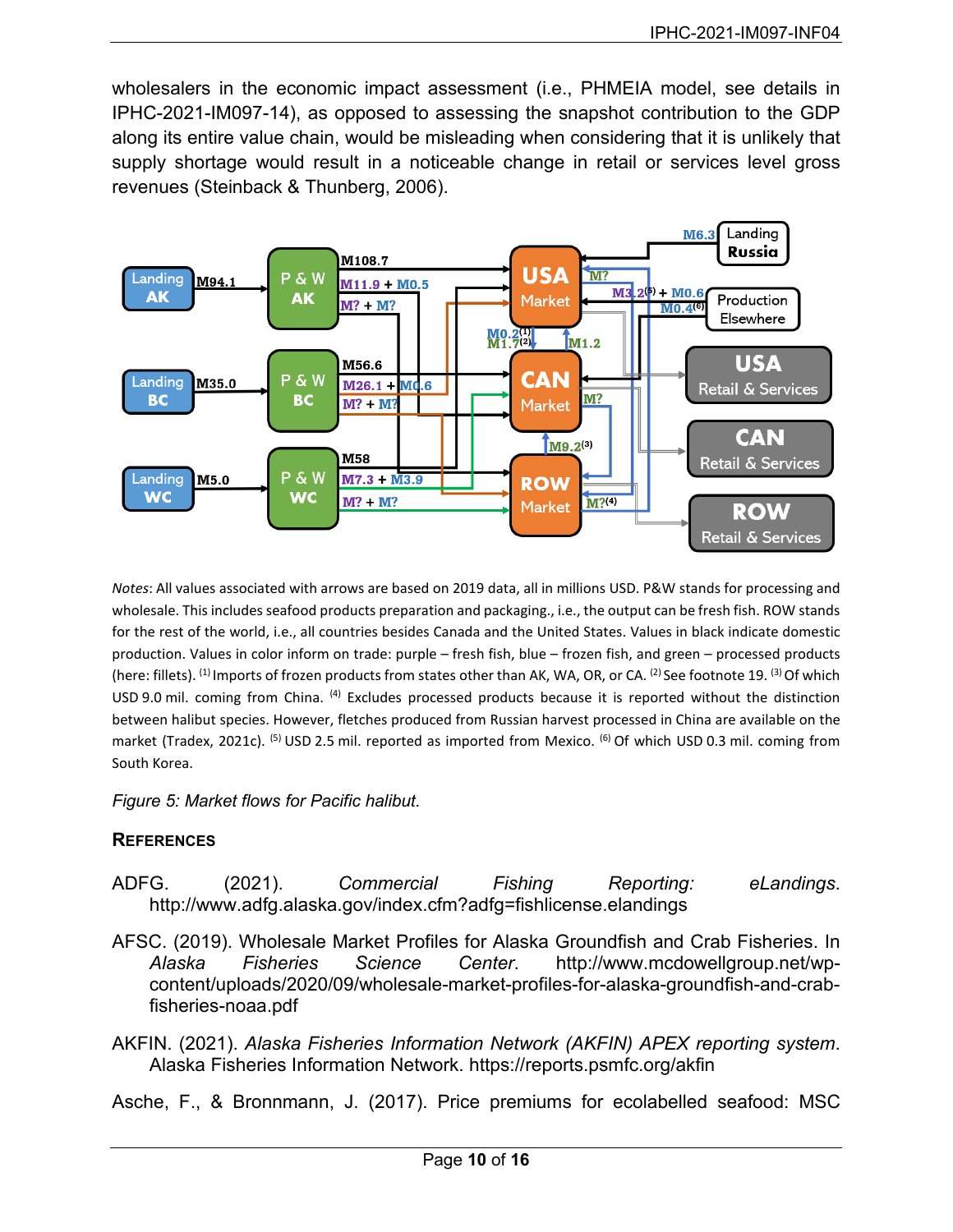wholesalers in the economic impact assessment (i.e., PHMEIA model, see details in IPHC-2021-IM097-14), as opposed to assessing the snapshot contribution to the GDP along its entire value chain, would be misleading when considering that it is unlikely that supply shortage would result in a noticeable change in retail or services level gross revenues (Steinback & Thunberg, 2006).

*Notes*: All values associated with arrows are based on 2019 data, all in millions USD. P&W stands for processing and wholesale. This includes seafood products preparation and packaging., i.e., the output can be fresh fish. ROW stands for the rest of the world, i.e., all countries besides Canada and the United States. Values in black indicate domestic production. Values in color inform on trade: purple – fresh fish, blue – frozen fish, and green – processed products (here: fillets). [1] Imports of frozen products from states other than AK, WA, OR, or CA. [2] See footnote 19. [3] Of which USD 9.0 mil. coming from China. [4] Excludes processed products because it is reported without the distinction between halibut species. However, fletches produced from Russian harvest processed in China are available on the market (Tradex, 2021c). [5] USD 2.5 mil. reported as imported from Mexico. [6] Of which USD 0.3 mil. coming from South Korea.

*Figure 5: Market flows for Pacific halibut.*

## References

ADFG. (2021). *Commercial Fishing Reporting: eLandings*. http://www.adfg.alaska.gov/index.cfm?adfg=fishlicense.elandings

AFSC. (2019). Wholesale Market Profiles for Alaska Groundfish and Crab Fisheries. In *Alaska Fisheries Science Center*. http://www.mcdowellgroup.net/wp-content/uploads/2020/09/wholesale-market-profiles-for-alaska-groundfish-and-crab-fisheries-noaa.pdf

AKFIN. (2021). *Alaska Fisheries Information Network (AKFIN) APEX reporting system*. Alaska Fisheries Information Network. https://reports.psmfc.org/akfin

Asche, F., & Bronnmann, J. (2017). Price premiums for ecolabelled seafood: MSC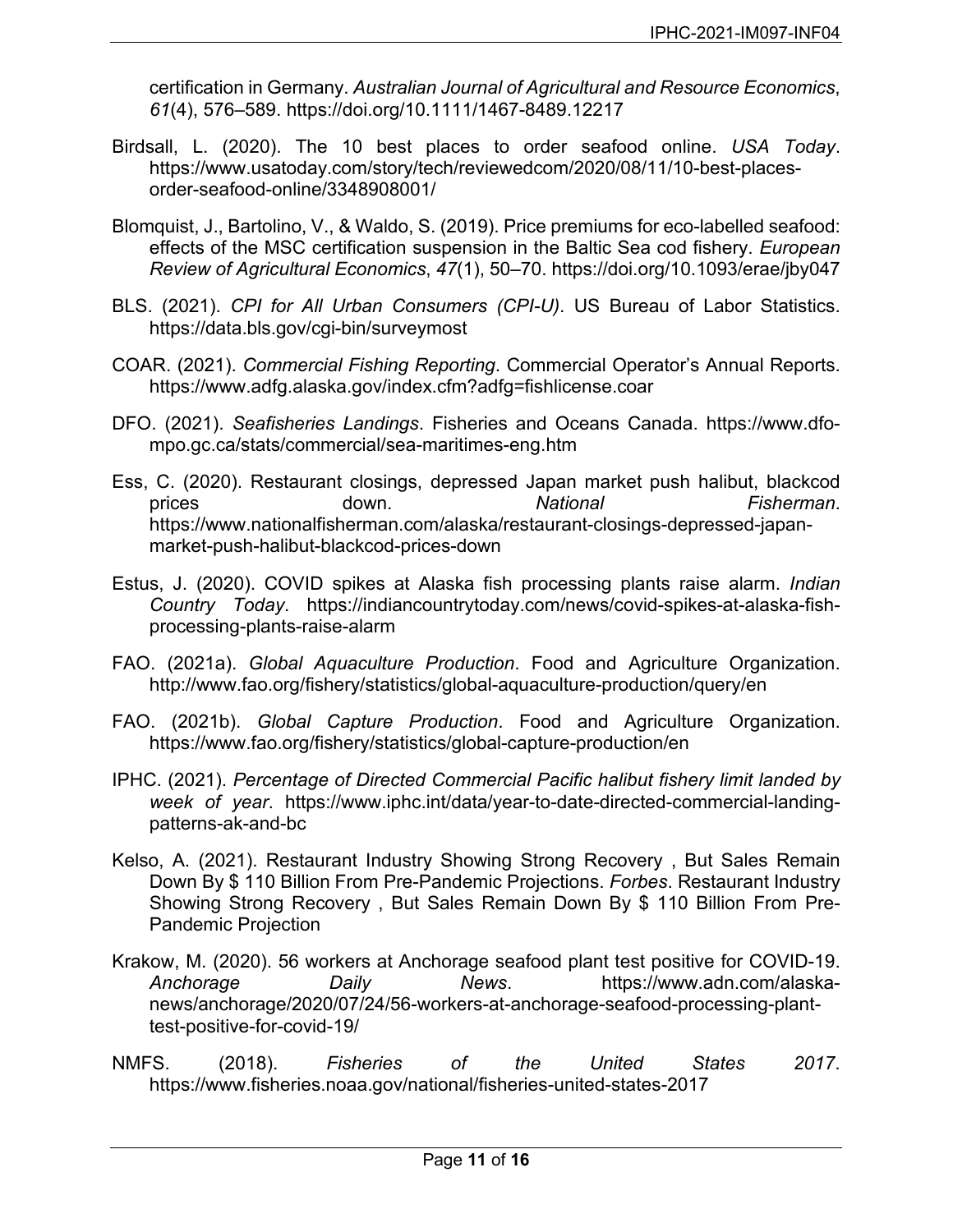certification in Germany. *Australian Journal of Agricultural and Resource Economics*, *61*(4), 576–589. https://doi.org/10.1111/1467-8489.12217

Birdsall, L. (2020). The 10 best places to order seafood online. *USA Today*. https://www.usatoday.com/story/tech/reviewedcom/2020/08/11/10-best-places-order-seafood-online/3348908001/

Blomquist, J., Bartolino, V., & Waldo, S. (2019). Price premiums for eco-labelled seafood: effects of the MSC certification suspension in the Baltic Sea cod fishery. *European Review of Agricultural Economics*, *47*(1), 50–70. https://doi.org/10.1093/erae/jby047

BLS. (2021). *CPI for All Urban Consumers (CPI-U)*. US Bureau of Labor Statistics. https://data.bls.gov/cgi-bin/surveymost

COAR. (2021). *Commercial Fishing Reporting*. Commercial Operator's Annual Reports. https://www.adfg.alaska.gov/index.cfm?adfg=fishlicense.coar

DFO. (2021). *Seafisheries Landings*. Fisheries and Oceans Canada. https://www.dfo-mpo.gc.ca/stats/commercial/sea-maritimes-eng.htm

Ess, C. (2020). Restaurant closings, depressed Japan market push halibut, blackcod prices down. *National Fisherman*. https://www.nationalfisherman.com/alaska/restaurant-closings-depressed-japan-market-push-halibut-blackcod-prices-down

Estus, J. (2020). COVID spikes at Alaska fish processing plants raise alarm. *Indian Country Today*. https://indiancountrytoday.com/news/covid-spikes-at-alaska-fish-processing-plants-raise-alarm

FAO. (2021a). *Global Aquaculture Production*. Food and Agriculture Organization. http://www.fao.org/fishery/statistics/global-aquaculture-production/query/en

FAO. (2021b). *Global Capture Production*. Food and Agriculture Organization. https://www.fao.org/fishery/statistics/global-capture-production/en

IPHC. (2021). *Percentage of Directed Commercial Pacific halibut fishery limit landed by week of year*. https://www.iphc.int/data/year-to-date-directed-commercial-landing-patterns-ak-and-bc

Kelso, A. (2021). Restaurant Industry Showing Strong Recovery , But Sales Remain Down By $ 110 Billion From Pre-Pandemic Projections. *Forbes*. Restaurant Industry Showing Strong Recovery , But Sales Remain Down By $ 110 Billion From Pre-Pandemic Projection

Krakow, M. (2020). 56 workers at Anchorage seafood plant test positive for COVID-19. *Anchorage Daily News*. https://www.adn.com/alaska-news/anchorage/2020/07/24/56-workers-at-anchorage-seafood-processing-plant-test-positive-for-covid-19/

NMFS. (2018). *Fisheries of the United States 2017*. https://www.fisheries.noaa.gov/national/fisheries-united-states-2017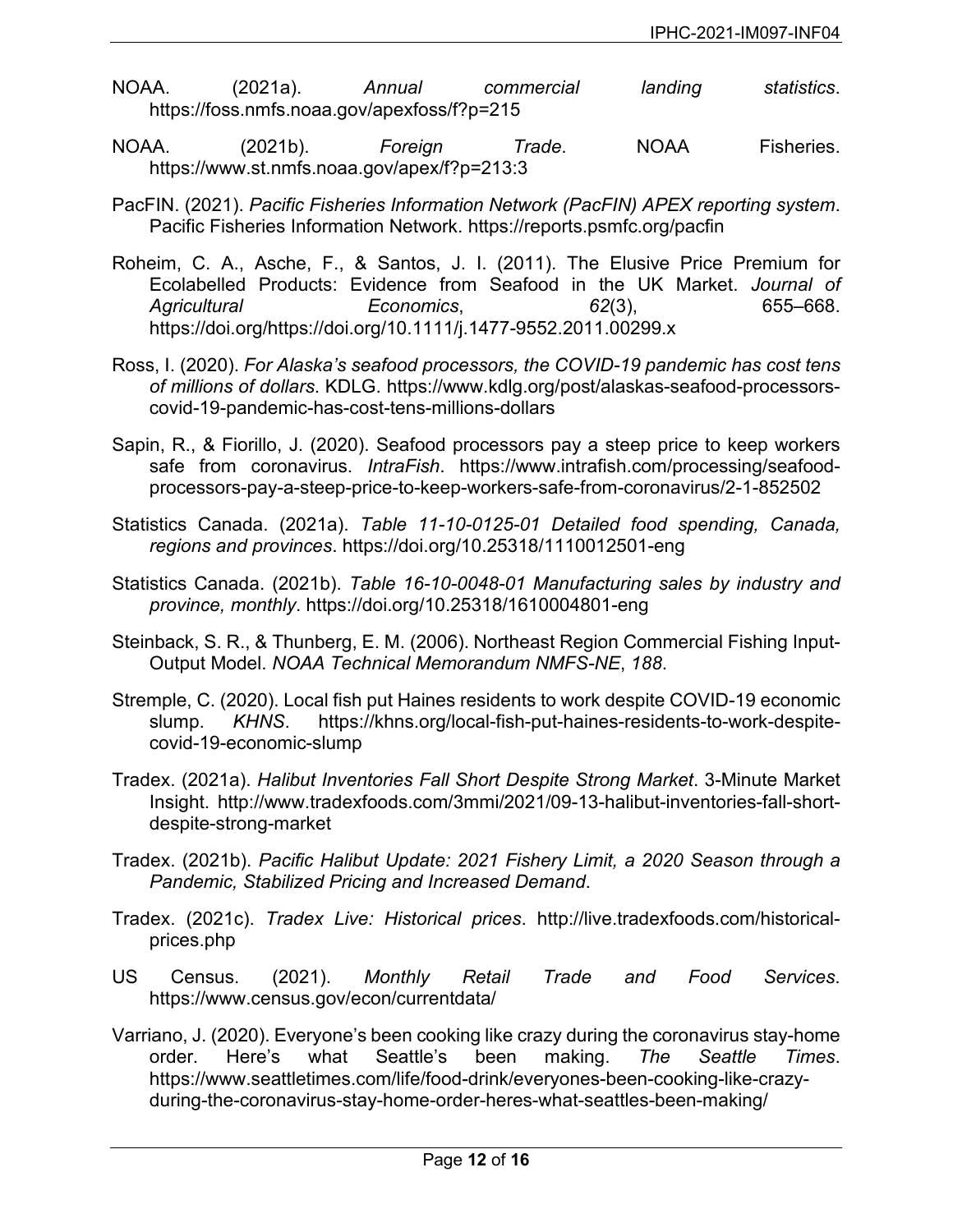NOAA. (2021a). *Annual commercial landing statistics*. https://foss.nmfs.noaa.gov/apexfoss/f?p=215

NOAA. (2021b). *Foreign Trade*. NOAA Fisheries. https://www.st.nmfs.noaa.gov/apex/f?p=213:3

PacFIN. (2021). *Pacific Fisheries Information Network (PacFIN) APEX reporting system*. Pacific Fisheries Information Network. https://reports.psmfc.org/pacfin

Roheim, C. A., Asche, F., & Santos, J. I. (2011). The Elusive Price Premium for Ecolabelled Products: Evidence from Seafood in the UK Market. *Journal of Agricultural Economics*, *62*(3), 655–668. https://doi.org/https://doi.org/10.1111/j.1477-9552.2011.00299.x

Ross, I. (2020). *For Alaska's seafood processors, the COVID-19 pandemic has cost tens of millions of dollars*. KDLG. https://www.kdlg.org/post/alaskas-seafood-processors-covid-19-pandemic-has-cost-tens-millions-dollars

Sapin, R., & Fiorillo, J. (2020). Seafood processors pay a steep price to keep workers safe from coronavirus. *IntraFish*. https://www.intrafish.com/processing/seafood-processors-pay-a-steep-price-to-keep-workers-safe-from-coronavirus/2-1-852502

Statistics Canada. (2021a). *Table 11-10-0125-01 Detailed food spending, Canada, regions and provinces*. https://doi.org/10.25318/1110012501-eng

Statistics Canada. (2021b). *Table 16-10-0048-01 Manufacturing sales by industry and province, monthly*. https://doi.org/10.25318/1610004801-eng

Steinback, S. R., & Thunberg, E. M. (2006). Northeast Region Commercial Fishing Input-Output Model. *NOAA Technical Memorandum NMFS-NE*, *188*.

Stremple, C. (2020). Local fish put Haines residents to work despite COVID-19 economic slump. *KHNS*. https://khns.org/local-fish-put-haines-residents-to-work-despite-covid-19-economic-slump

Tradex. (2021a). *Halibut Inventories Fall Short Despite Strong Market*. 3-Minute Market Insight. http://www.tradexfoods.com/3mmi/2021/09-13-halibut-inventories-fall-short-despite-strong-market

Tradex. (2021b). *Pacific Halibut Update: 2021 Fishery Limit, a 2020 Season through a Pandemic, Stabilized Pricing and Increased Demand*.

Tradex. (2021c). *Tradex Live: Historical prices*. http://live.tradexfoods.com/historical-prices.php

US Census. (2021). *Monthly Retail Trade and Food Services*. https://www.census.gov/econ/currentdata/

Varriano, J. (2020). Everyone's been cooking like crazy during the coronavirus stay-home order. Here's what Seattle's been making. *The Seattle Times*. https://www.seattletimes.com/life/food-drink/everyones-been-cooking-like-crazy-during-the-coronavirus-stay-home-order-heres-what-seattles-been-making/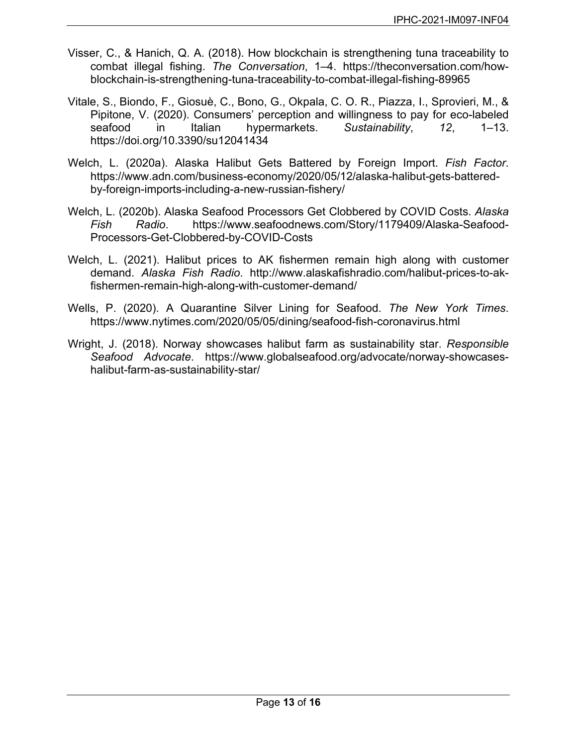Visser, C., & Hanich, Q. A. (2018). How blockchain is strengthening tuna traceability to combat illegal fishing. *The Conversation*, 1–4. https://theconversation.com/how-blockchain-is-strengthening-tuna-traceability-to-combat-illegal-fishing-89965

Vitale, S., Biondo, F., Giosuè, C., Bono, G., Okpala, C. O. R., Piazza, I., Sprovieri, M., & Pipitone, V. (2020). Consumers' perception and willingness to pay for eco-labeled seafood in Italian hypermarkets. *Sustainability*, *12*, 1–13. https://doi.org/10.3390/su12041434

Welch, L. (2020a). Alaska Halibut Gets Battered by Foreign Import. *Fish Factor*. https://www.adn.com/business-economy/2020/05/12/alaska-halibut-gets-battered-by-foreign-imports-including-a-new-russian-fishery/

Welch, L. (2020b). Alaska Seafood Processors Get Clobbered by COVID Costs. *Alaska Fish Radio*. https://www.seafoodnews.com/Story/1179409/Alaska-Seafood-Processors-Get-Clobbered-by-COVID-Costs

Welch, L. (2021). Halibut prices to AK fishermen remain high along with customer demand. *Alaska Fish Radio*. http://www.alaskafishradio.com/halibut-prices-to-ak-fishermen-remain-high-along-with-customer-demand/

Wells, P. (2020). A Quarantine Silver Lining for Seafood. *The New York Times*. https://www.nytimes.com/2020/05/05/dining/seafood-fish-coronavirus.html

Wright, J. (2018). Norway showcases halibut farm as sustainability star. *Responsible Seafood Advocate*. https://www.globalseafood.org/advocate/norway-showcases-halibut-farm-as-sustainability-star/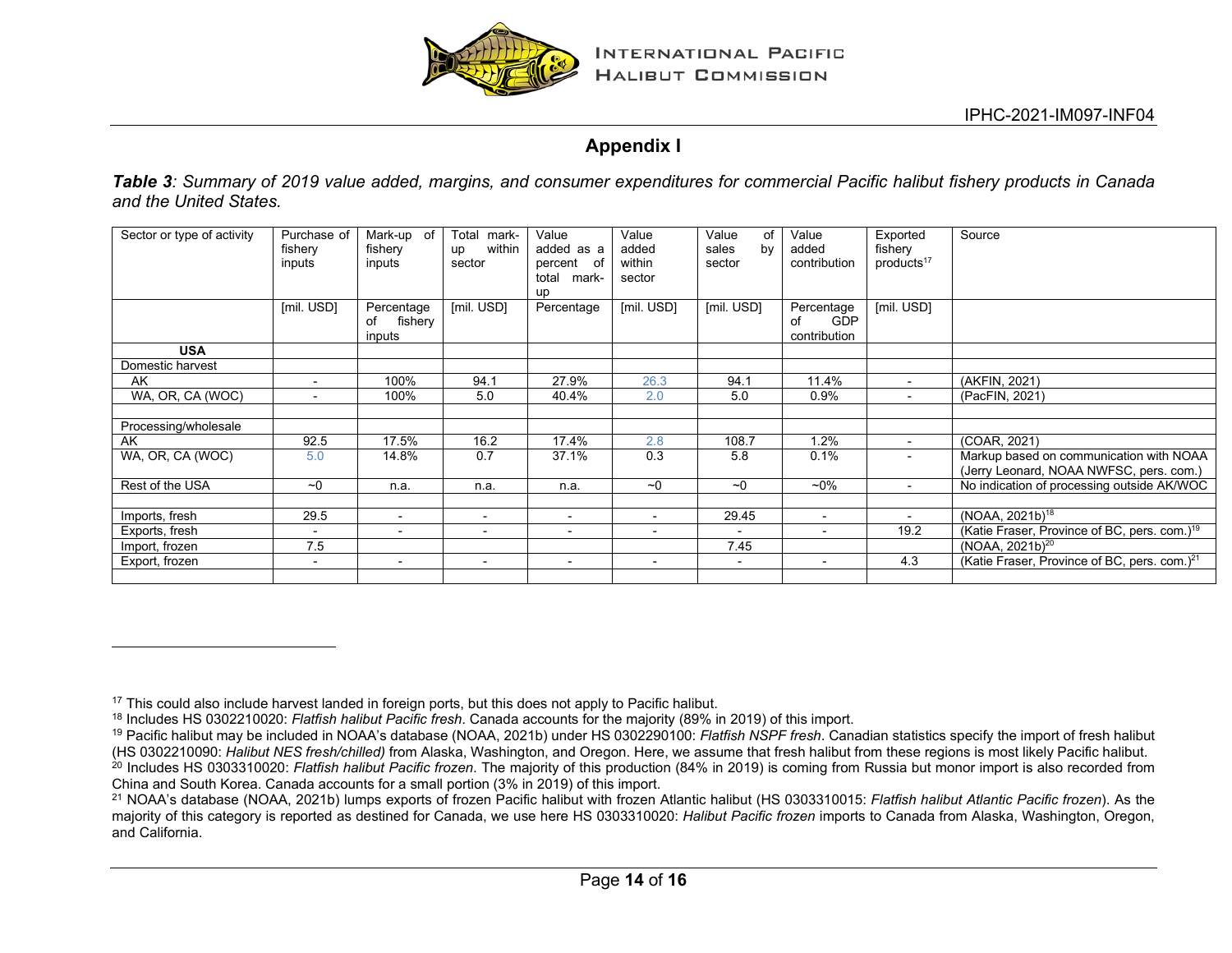## Appendix I

***Table 3**: Summary of 2019 value added, margins, and consumer expenditures for commercial Pacific halibut fishery products in Canada and the United States.*

| Sector or type of activity | Purchase of fishery inputs | Mark-up of fishery inputs | Total mark-up within sector | Value added as a percent of total mark-up | Value added within sector | Value of sales by sector | Value added contribution | Exported fishery products[17] | Source |
|---|---|---|---|---|---|---|---|---|---|
| | [mil. USD] | Percentage of fishery inputs | [mil. USD] | Percentage | [mil. USD] | [mil. USD] | Percentage of GDP contribution | [mil. USD] | |
| **USA** | | | | | | | | | |
| Domestic harvest | | | | | | | | | |
| AK | - | 100% | 94.1 | 27.9% | 26.3 | 94.1 | 11.4% | - | (AKFIN, 2021) |
| WA, OR, CA (WOC) | - | 100% | 5.0 | 40.4% | 2.0 | 5.0 | 0.9% | - | (PacFIN, 2021) |
| | | | | | | | | | |
| Processing/wholesale | | | | | | | | | |
| AK | 92.5 | 17.5% | 16.2 | 17.4% | 2.8 | 108.7 | 1.2% | - | (COAR, 2021) |
| WA, OR, CA (WOC) | 5.0 | 14.8% | 0.7 | 37.1% | 0.3 | 5.8 | 0.1% | - | Markup based on communication with NOAA (Jerry Leonard, NOAA NWFSC, pers. com.) |
| Rest of the USA | ~0 | n.a. | n.a. | n.a. | ~0 | ~0 | ~0% | - | No indication of processing outside AK/WOC |
| | | | | | | | | | |
| Imports, fresh | 29.5 | - | - | - | - | 29.45 | - | - | (NOAA, 2021b)[18] |
| Exports, fresh | - | - | - | - | - | - | - | 19.2 | (Katie Fraser, Province of BC, pers. com.)[19] |
| Import, frozen | 7.5 | | | | | 7.45 | | | (NOAA, 2021b)[20] |
| Export, frozen | - | - | - | - | - | - | - | 4.3 | (Katie Fraser, Province of BC, pers. com.)[21] |
| | | | | | | | | | |

---

[17] This could also include harvest landed in foreign ports, but this does not apply to Pacific halibut.

[18] Includes HS 0302210020: *Flatfish halibut Pacific fresh*. Canada accounts for the majority (89% in 2019) of this import.

[19] Pacific halibut may be included in NOAA's database (NOAA, 2021b) under HS 0302290100: *Flatfish NSPF fresh*. Canadian statistics specify the import of fresh halibut (HS 0302210090: *Halibut NES fresh/chilled)* from Alaska, Washington, and Oregon. Here, we assume that fresh halibut from these regions is most likely Pacific halibut.

[20] Includes HS 0303310020: *Flatfish halibut Pacific frozen*. The majority of this production (84% in 2019) is coming from Russia but monor import is also recorded from China and South Korea. Canada accounts for a small portion (3% in 2019) of this import.

[21] NOAA's database (NOAA, 2021b) lumps exports of frozen Pacific halibut with frozen Atlantic halibut (HS 0303310015: *Flatfish halibut Atlantic Pacific frozen*). As the majority of this category is reported as destined for Canada, we use here HS 0303310020: *Halibut Pacific frozen* imports to Canada from Alaska, Washington, Oregon, and California.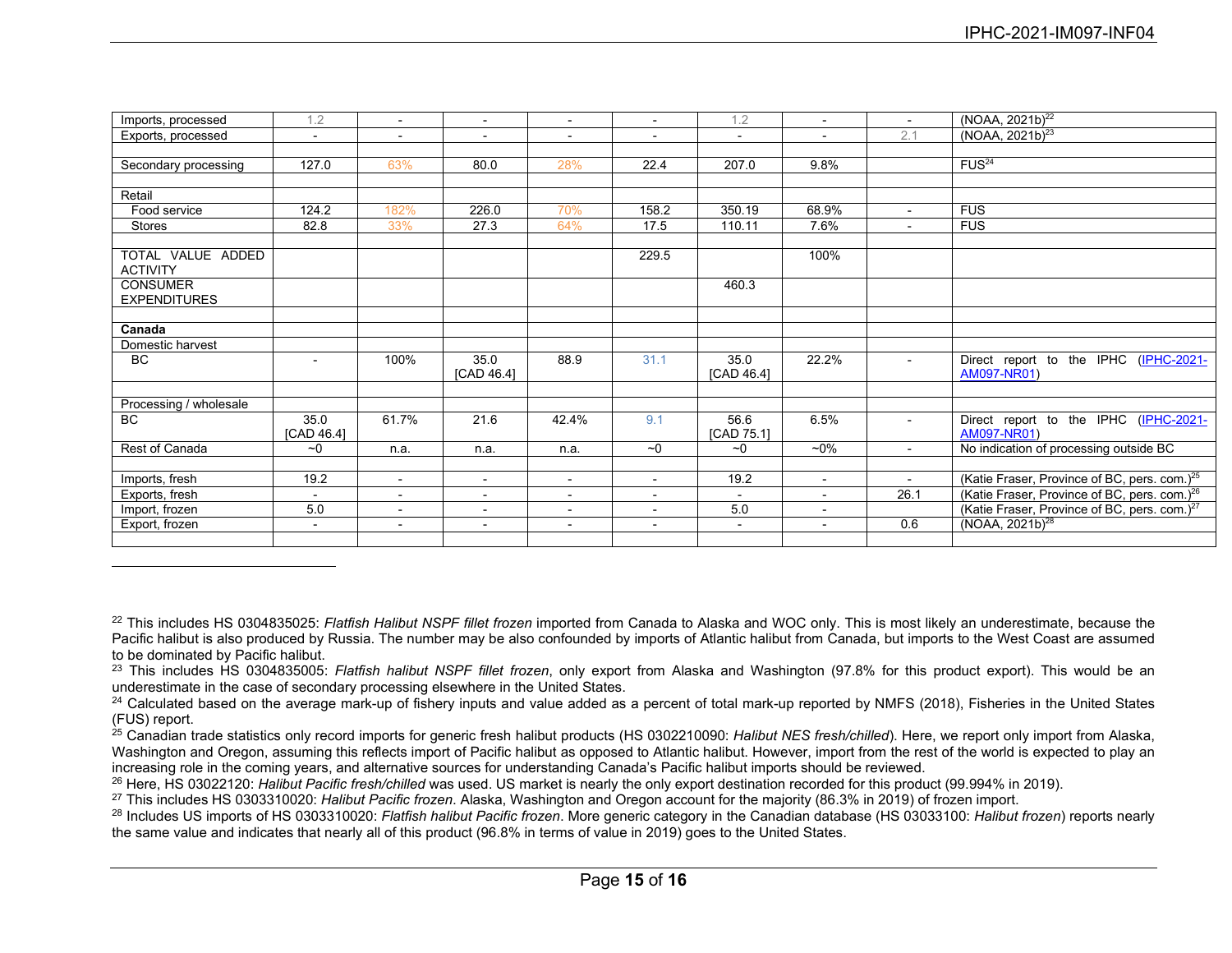| | | | | | | | | | |
|---|---|---|---|---|---|---|---|---|---|
| Imports, processed | 1.2 | - | - | - | - | 1.2 | - | - | (NOAA, 2021b)[22] |
| Exports, processed | - | - | - | - | - | - | - | 2.1 | (NOAA, 2021b)[23] |
| | | | | | | | | | |
| Secondary processing | 127.0 | 63% | 80.0 | 28% | 22.4 | 207.0 | 9.8% | | FUS[24] |
| | | | | | | | | | |
| Retail | | | | | | | | | |
| Food service | 124.2 | 182% | 226.0 | 70% | 158.2 | 350.19 | 68.9% | - | FUS |
| Stores | 82.8 | 33% | 27.3 | 64% | 17.5 | 110.11 | 7.6% | - | FUS |
| | | | | | | | | | |
| TOTAL VALUE ADDED ACTIVITY | | | | | 229.5 | | 100% | | |
| CONSUMER EXPENDITURES | | | | | | 460.3 | | | |
| | | | | | | | | | |
| **Canada** | | | | | | | | | |
| Domestic harvest | | | | | | | | | |
| BC | - | 100% | 35.0 [CAD 46.4] | 88.9 | 31.1 | 35.0 [CAD 46.4] | 22.2% | - | Direct report to the IPHC (IPHC-2021-AM097-NR01) |
| | | | | | | | | | |
| Processing / wholesale | | | | | | | | | |
| BC | 35.0 [CAD 46.4] | 61.7% | 21.6 | 42.4% | 9.1 | 56.6 [CAD 75.1] | 6.5% | - | Direct report to the IPHC (IPHC-2021-AM097-NR01) |
| Rest of Canada | ~0 | n.a. | n.a. | n.a. | ~0 | ~0 | ~0% | - | No indication of processing outside BC |
| | | | | | | | | | |
| Imports, fresh | 19.2 | - | - | - | - | 19.2 | - | - | (Katie Fraser, Province of BC, pers. com.)[25] |
| Exports, fresh | - | - | - | - | - | - | - | 26.1 | (Katie Fraser, Province of BC, pers. com.)[26] |
| Import, frozen | 5.0 | - | - | - | - | 5.0 | - | | (Katie Fraser, Province of BC, pers. com.)[27] |
| Export, frozen | - | - | - | - | - | - | - | 0.6 | (NOAA, 2021b)[28] |
| | | | | | | | | | |

[22] This includes HS 0304835025: *Flatfish Halibut NSPF fillet frozen* imported from Canada to Alaska and WOC only. This is most likely an underestimate, because the Pacific halibut is also produced by Russia. The number may be also confounded by imports of Atlantic halibut from Canada, but imports to the West Coast are assumed to be dominated by Pacific halibut.

[23] This includes HS 0304835005: *Flatfish halibut NSPF fillet frozen*, only export from Alaska and Washington (97.8% for this product export). This would be an underestimate in the case of secondary processing elsewhere in the United States.

[24] Calculated based on the average mark-up of fishery inputs and value added as a percent of total mark-up reported by NMFS (2018), Fisheries in the United States (FUS) report.

[25] Canadian trade statistics only record imports for generic fresh halibut products (HS 0302210090: *Halibut NES fresh/chilled*). Here, we report only import from Alaska, Washington and Oregon, assuming this reflects import of Pacific halibut as opposed to Atlantic halibut. However, import from the rest of the world is expected to play an increasing role in the coming years, and alternative sources for understanding Canada's Pacific halibut imports should be reviewed.

[26] Here, HS 03022120: *Halibut Pacific fresh/chilled* was used. US market is nearly the only export destination recorded for this product (99.994% in 2019).

[27] This includes HS 0303310020: *Halibut Pacific frozen*. Alaska, Washington and Oregon account for the majority (86.3% in 2019) of frozen import.

[28] Includes US imports of HS 0303310020: *Flatfish halibut Pacific frozen*. More generic category in the Canadian database (HS 03033100: *Halibut frozen*) reports nearly the same value and indicates that nearly all of this product (96.8% in terms of value in 2019) goes to the United States.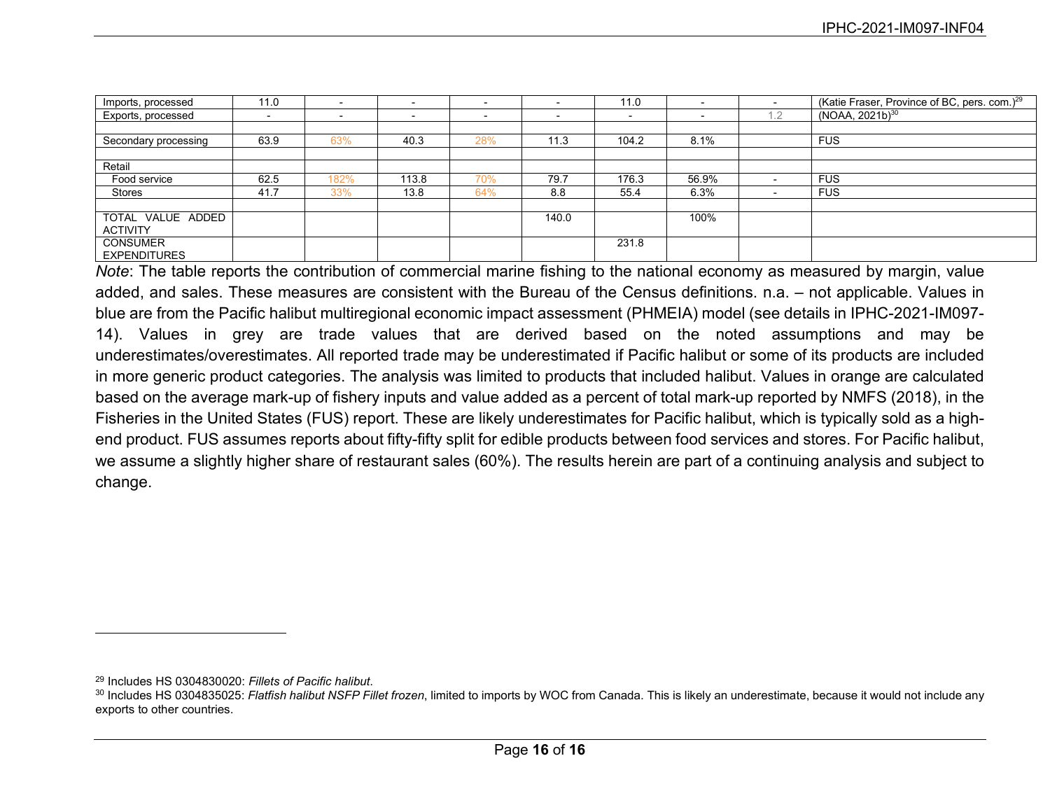| | | | | | | | | | |
|---|---|---|---|---|---|---|---|---|---|
| Imports, processed | 11.0 | - | - | - | - | 11.0 | - | - | (Katie Fraser, Province of BC, pers. com.)[29] |
| Exports, processed | - | - | - | - | - | - | - | 1.2 | (NOAA, 2021b)[30] |
| | | | | | | | | | |
| Secondary processing | 63.9 | 63% | 40.3 | 28% | 11.3 | 104.2 | 8.1% | | FUS |
| | | | | | | | | | |
| Retail | | | | | | | | | |
| Food service | 62.5 | 182% | 113.8 | 70% | 79.7 | 176.3 | 56.9% | - | FUS |
| Stores | 41.7 | 33% | 13.8 | 64% | 8.8 | 55.4 | 6.3% | - | FUS |
| | | | | | | | | | |
| TOTAL VALUE ADDED ACTIVITY | | | | | 140.0 | | 100% | | |
| CONSUMER EXPENDITURES | | | | | | 231.8 | | | |

*Note*: The table reports the contribution of commercial marine fishing to the national economy as measured by margin, value added, and sales. These measures are consistent with the Bureau of the Census definitions. n.a. – not applicable. Values in blue are from the Pacific halibut multiregional economic impact assessment (PHMEIA) model (see details in IPHC-2021-IM097-14). Values in grey are trade values that are derived based on the noted assumptions and may be underestimates/overestimates. All reported trade may be underestimated if Pacific halibut or some of its products are included in more generic product categories. The analysis was limited to products that included halibut. Values in orange are calculated based on the average mark-up of fishery inputs and value added as a percent of total mark-up reported by NMFS (2018), in the Fisheries in the United States (FUS) report. These are likely underestimates for Pacific halibut, which is typically sold as a high-end product. FUS assumes reports about fifty-fifty split for edible products between food services and stores. For Pacific halibut, we assume a slightly higher share of restaurant sales (60%). The results herein are part of a continuing analysis and subject to change.

[29] Includes HS 0304830020: *Fillets of Pacific halibut*.

[30] Includes HS 0304835025: *Flatfish halibut NSFP Fillet frozen*, limited to imports by WOC from Canada. This is likely an underestimate, because it would not include any exports to other countries.